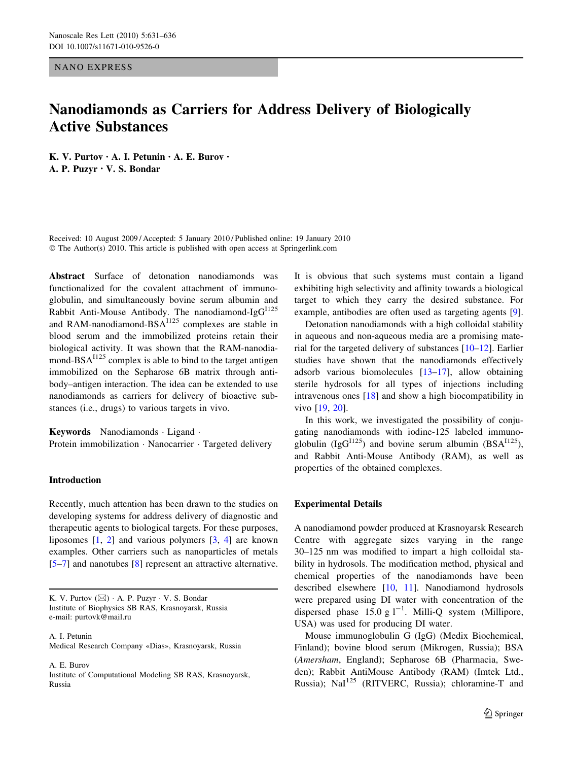NANO EXPRESS

# Nanodiamonds as Carriers for Address Delivery of Biologically Active Substances

**K. V. Purtov · A. I. Petunin · A. E. Burov · A. P. Puzyr · V. S. Bondar**

Received: 10 August 2009 / Accepted: 5 January 2010 / Published online: 19 January 2010
© The Author(s) 2010. This article is published with open access at Springerlink.com

**Abstract** Surface of detonation nanodiamonds was functionalized for the covalent attachment of immunoglobulin, and simultaneously bovine serum albumin and Rabbit Anti-Mouse Antibody. The nanodiamond-IgG$^{I125}$ and RAM-nanodiamond-BSA$^{I125}$ complexes are stable in blood serum and the immobilized proteins retain their biological activity. It was shown that the RAM-nanodiamond-BSA$^{I125}$ complex is able to bind to the target antigen immobilized on the Sepharose 6B matrix through antibody–antigen interaction. The idea can be extended to use nanodiamonds as carriers for delivery of bioactive substances (i.e., drugs) to various targets in vivo.

**Keywords** Nanodiamonds · Ligand · Protein immobilization · Nanocarrier · Targeted delivery

## Introduction

Recently, much attention has been drawn to the studies on developing systems for address delivery of diagnostic and therapeutic agents to biological targets. For these purposes, liposomes [1, 2] and various polymers [3, 4] are known examples. Other carriers such as nanoparticles of metals [5–7] and nanotubes [8] represent an attractive alternative. It is obvious that such systems must contain a ligand exhibiting high selectivity and affinity towards a biological target to which they carry the desired substance. For example, antibodies are often used as targeting agents [9].

Detonation nanodiamonds with a high colloidal stability in aqueous and non-aqueous media are a promising material for the targeted delivery of substances [10–12]. Earlier studies have shown that the nanodiamonds effectively adsorb various biomolecules [13–17], allow obtaining sterile hydrosols for all types of injections including intravenous ones [18] and show a high biocompatibility in vivo [19, 20].

In this work, we investigated the possibility of conjugating nanodiamonds with iodine-125 labeled immunoglobulin (IgG$^{I125}$) and bovine serum albumin (BSA$^{I125}$), and Rabbit Anti-Mouse Antibody (RAM), as well as properties of the obtained complexes.

K. V. Purtov (✉) · A. P. Puzyr · V. S. Bondar
Institute of Biophysics SB RAS, Krasnoyarsk, Russia
e-mail: purtovk@mail.ru

A. I. Petunin
Medical Research Company «Dias», Krasnoyarsk, Russia

A. E. Burov
Institute of Computational Modeling SB RAS, Krasnoyarsk, Russia

## Experimental Details

A nanodiamond powder produced at Krasnoyarsk Research Centre with aggregate sizes varying in the range 30–125 nm was modified to impart a high colloidal stability in hydrosols. The modification method, physical and chemical properties of the nanodiamonds have been described elsewhere [10, 11]. Nanodiamond hydrosols were prepared using DI water with concentration of the dispersed phase 15.0 g $l^{-1}$. Milli-Q system (Millipore, USA) was used for producing DI water.

Mouse immunoglobulin G (IgG) (Medix Biochemical, Finland); bovine blood serum (Mikrogen, Russia); BSA (*Amersham*, England); Sepharose 6B (Pharmacia, Sweden); Rabbit AntiMouse Antibody (RAM) (Imtek Ltd., Russia); NaI$^{125}$ (RITVERC, Russia); chloramine-T and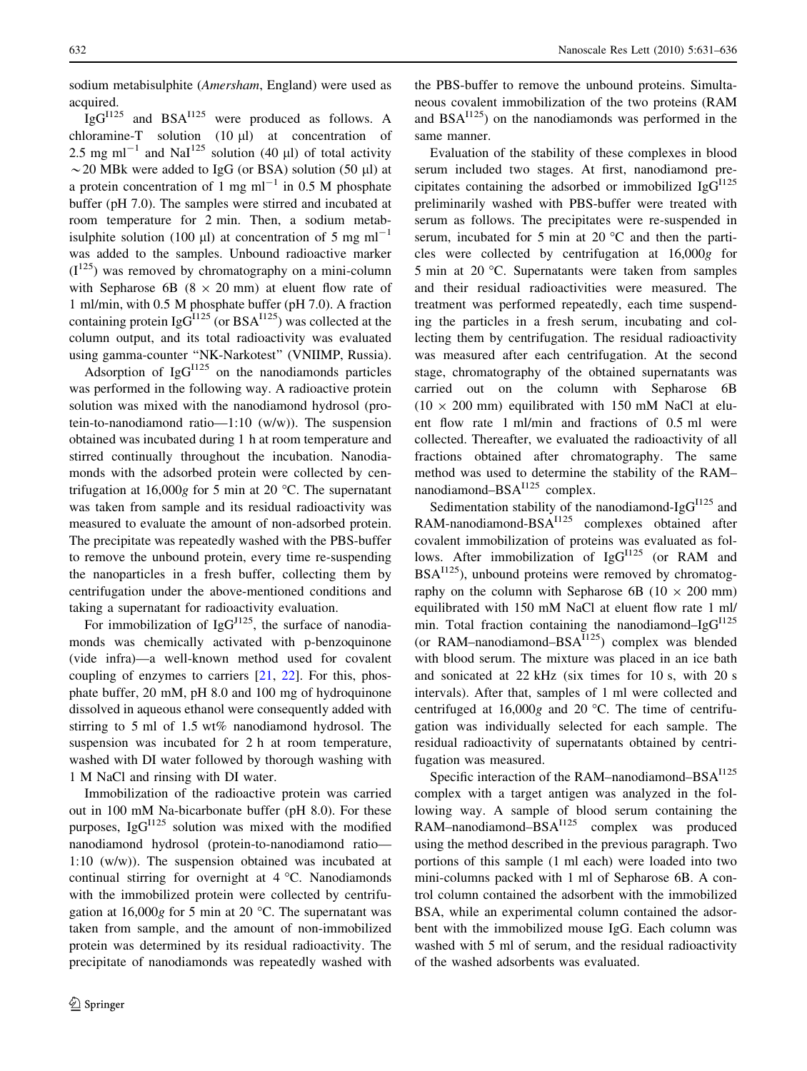sodium metabisulphite (*Amersham*, England) were used as acquired.

$IgG^{I125}$ and $BSA^{I125}$ were produced as follows. A chloramine-T solution (10 μl) at concentration of 2.5 mg $ml^{-1}$ and $NaI^{125}$ solution (40 μl) of total activity ~20 MBk were added to IgG (or BSA) solution (50 μl) at a protein concentration of 1 mg $ml^{-1}$ in 0.5 M phosphate buffer (pH 7.0). The samples were stirred and incubated at room temperature for 2 min. Then, a sodium metabisulphite solution (100 μl) at concentration of 5 mg $ml^{-1}$ was added to the samples. Unbound radioactive marker ($I^{125}$) was removed by chromatography on a mini-column with Sepharose 6B (8 × 20 mm) at eluent flow rate of 1 ml/min, with 0.5 M phosphate buffer (pH 7.0). A fraction containing protein $IgG^{I125}$ (or $BSA^{I125}$) was collected at the column output, and its total radioactivity was evaluated using gamma-counter "NK-Narkotest" (VNIIMP, Russia).

Adsorption of $IgG^{I125}$ on the nanodiamonds particles was performed in the following way. A radioactive protein solution was mixed with the nanodiamond hydrosol (protein-to-nanodiamond ratio—1:10 (w/w)). The suspension obtained was incubated during 1 h at room temperature and stirred continually throughout the incubation. Nanodiamonds with the adsorbed protein were collected by centrifugation at 16,000*g* for 5 min at 20 °C. The supernatant was taken from sample and its residual radioactivity was measured to evaluate the amount of non-adsorbed protein. The precipitate was repeatedly washed with the PBS-buffer to remove the unbound protein, every time re-suspending the nanoparticles in a fresh buffer, collecting them by centrifugation under the above-mentioned conditions and taking a supernatant for radioactivity evaluation.

For immobilization of $IgG^{I125}$, the surface of nanodiamonds was chemically activated with p-benzoquinone (vide infra)—a well-known method used for covalent coupling of enzymes to carriers [21, 22]. For this, phosphate buffer, 20 mM, pH 8.0 and 100 mg of hydroquinone dissolved in aqueous ethanol were consequently added with stirring to 5 ml of 1.5 wt% nanodiamond hydrosol. The suspension was incubated for 2 h at room temperature, washed with DI water followed by thorough washing with 1 M NaCl and rinsing with DI water.

Immobilization of the radioactive protein was carried out in 100 mM Na-bicarbonate buffer (pH 8.0). For these purposes, $IgG^{I125}$ solution was mixed with the modified nanodiamond hydrosol (protein-to-nanodiamond ratio—1:10 (w/w)). The suspension obtained was incubated at continual stirring for overnight at 4 °C. Nanodiamonds with the immobilized protein were collected by centrifugation at 16,000*g* for 5 min at 20 °C. The supernatant was taken from sample, and the amount of non-immobilized protein was determined by its residual radioactivity. The precipitate of nanodiamonds was repeatedly washed with the PBS-buffer to remove the unbound proteins. Simultaneous covalent immobilization of the two proteins (RAM and $BSA^{I125}$) on the nanodiamonds was performed in the same manner.

Evaluation of the stability of these complexes in blood serum included two stages. At first, nanodiamond precipitates containing the adsorbed or immobilized $IgG^{I125}$ preliminarily washed with PBS-buffer were treated with serum as follows. The precipitates were re-suspended in serum, incubated for 5 min at 20 °C and then the particles were collected by centrifugation at 16,000*g* for 5 min at 20 °C. Supernatants were taken from samples and their residual radioactivities were measured. The treatment was performed repeatedly, each time suspending the particles in a fresh serum, incubating and collecting them by centrifugation. The residual radioactivity was measured after each centrifugation. At the second stage, chromatography of the obtained supernatants was carried out on the column with Sepharose 6B (10 × 200 mm) equilibrated with 150 mM NaCl at eluent flow rate 1 ml/min and fractions of 0.5 ml were collected. Thereafter, we evaluated the radioactivity of all fractions obtained after chromatography. The same method was used to determine the stability of the RAM–nanodiamond–$BSA^{I125}$ complex.

Sedimentation stability of the nanodiamond-$IgG^{I125}$ and RAM-nanodiamond-$BSA^{I125}$ complexes obtained after covalent immobilization of proteins was evaluated as follows. After immobilization of $IgG^{I125}$ (or RAM and $BSA^{I125}$), unbound proteins were removed by chromatography on the column with Sepharose 6B (10 × 200 mm) equilibrated with 150 mM NaCl at eluent flow rate 1 ml/min. Total fraction containing the nanodiamond–$IgG^{I125}$ (or RAM–nanodiamond–$BSA^{I125}$) complex was blended with blood serum. The mixture was placed in an ice bath and sonicated at 22 kHz (six times for 10 s, with 20 s intervals). After that, samples of 1 ml were collected and centrifuged at 16,000*g* and 20 °C. The time of centrifugation was individually selected for each sample. The residual radioactivity of supernatants obtained by centrifugation was measured.

Specific interaction of the RAM–nanodiamond–$BSA^{I125}$ complex with a target antigen was analyzed in the following way. A sample of blood serum containing the RAM–nanodiamond–$BSA^{I125}$ complex was produced using the method described in the previous paragraph. Two portions of this sample (1 ml each) were loaded into two mini-columns packed with 1 ml of Sepharose 6B. A control column contained the adsorbent with the immobilized BSA, while an experimental column contained the adsorbent with the immobilized mouse IgG. Each column was washed with 5 ml of serum, and the residual radioactivity of the washed adsorbents was evaluated.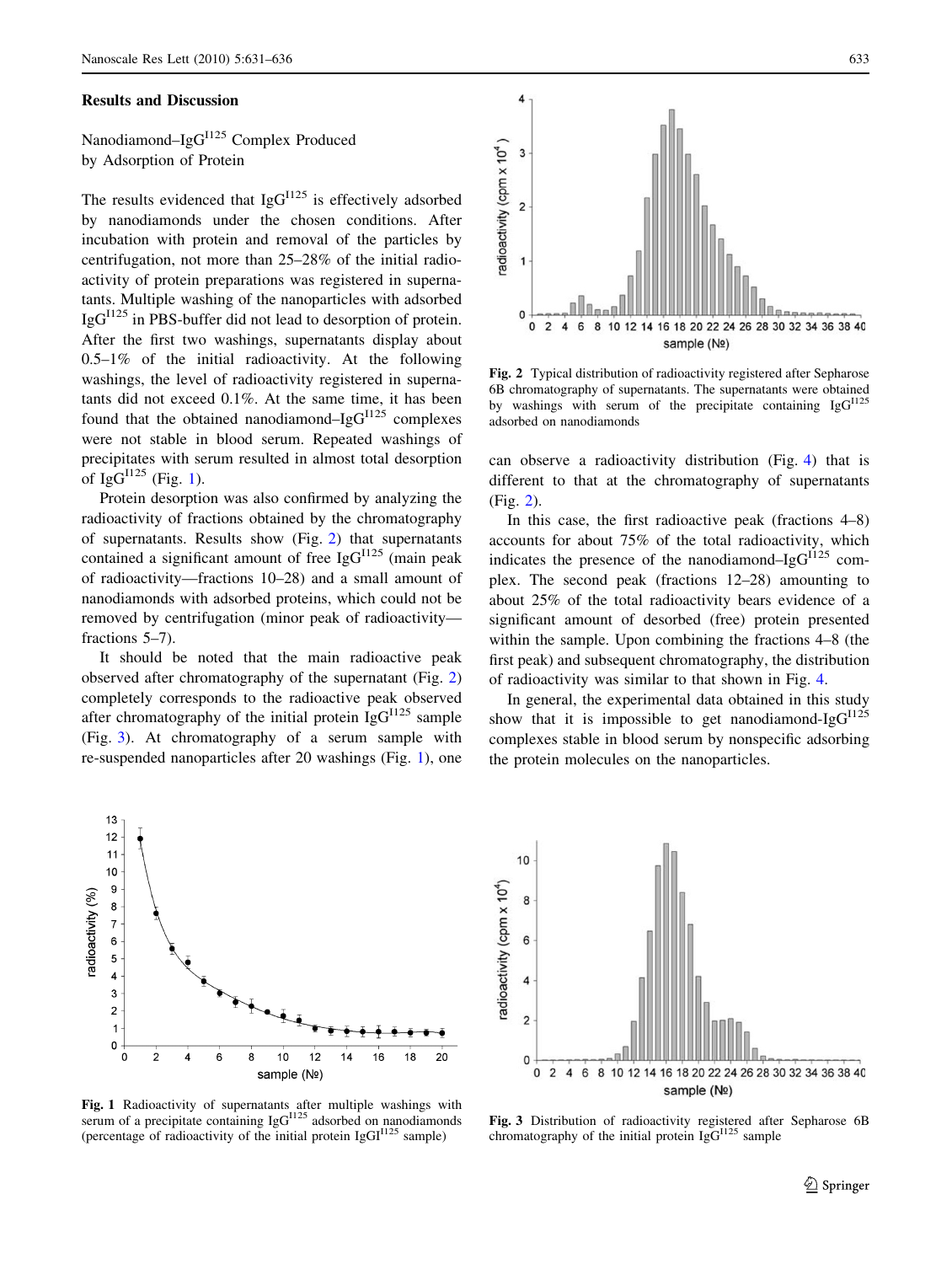## Results and Discussion

### Nanodiamond–$IgG^{I125}$ Complex Produced by Adsorption of Protein

The results evidenced that $IgG^{I125}$ is effectively adsorbed by nanodiamonds under the chosen conditions. After incubation with protein and removal of the particles by centrifugation, not more than 25–28% of the initial radioactivity of protein preparations was registered in supernatants. Multiple washing of the nanoparticles with adsorbed $IgG^{I125}$ in PBS-buffer did not lead to desorption of protein. After the first two washings, supernatants display about 0.5–1% of the initial radioactivity. At the following washings, the level of radioactivity registered in supernatants did not exceed 0.1%. At the same time, it has been found that the obtained nanodiamond–$IgG^{I125}$ complexes were not stable in blood serum. Repeated washings of precipitates with serum resulted in almost total desorption of $IgG^{I125}$ (Fig. 1).

Protein desorption was also confirmed by analyzing the radioactivity of fractions obtained by the chromatography of supernatants. Results show (Fig. 2) that supernatants contained a significant amount of free $IgG^{I125}$ (main peak of radioactivity—fractions 10–28) and a small amount of nanodiamonds with adsorbed proteins, which could not be removed by centrifugation (minor peak of radioactivity—fractions 5–7).

It should be noted that the main radioactive peak observed after chromatography of the supernatant (Fig. 2) completely corresponds to the radioactive peak observed after chromatography of the initial protein $IgG^{I125}$ sample (Fig. 3). At chromatography of a serum sample with re-suspended nanoparticles after 20 washings (Fig. 1), one can observe a radioactivity distribution (Fig. 4) that is different to that at the chromatography of supernatants (Fig. 2).

In this case, the first radioactive peak (fractions 4–8) accounts for about 75% of the total radioactivity, which indicates the presence of the nanodiamond–$IgG^{I125}$ complex. The second peak (fractions 12–28) amounting to about 25% of the total radioactivity bears evidence of a significant amount of desorbed (free) protein presented within the sample. Upon combining the fractions 4–8 (the first peak) and subsequent chromatography, the distribution of radioactivity was similar to that shown in Fig. 4.

In general, the experimental data obtained in this study show that it is impossible to get nanodiamond-$IgG^{I125}$ complexes stable in blood serum by nonspecific adsorbing the protein molecules on the nanoparticles.

**Fig. 2** Typical distribution of radioactivity registered after Sepharose 6B chromatography of supernatants. The supernatants were obtained by washings with serum of the precipitate containing $IgG^{I125}$ adsorbed on nanodiamonds

**Fig. 1** Radioactivity of supernatants after multiple washings with serum of a precipitate containing $IgG^{I125}$ adsorbed on nanodiamonds (percentage of radioactivity of the initial protein $IgGI^{I125}$ sample)

**Fig. 3** Distribution of radioactivity registered after Sepharose 6B chromatography of the initial protein $IgG^{I125}$ sample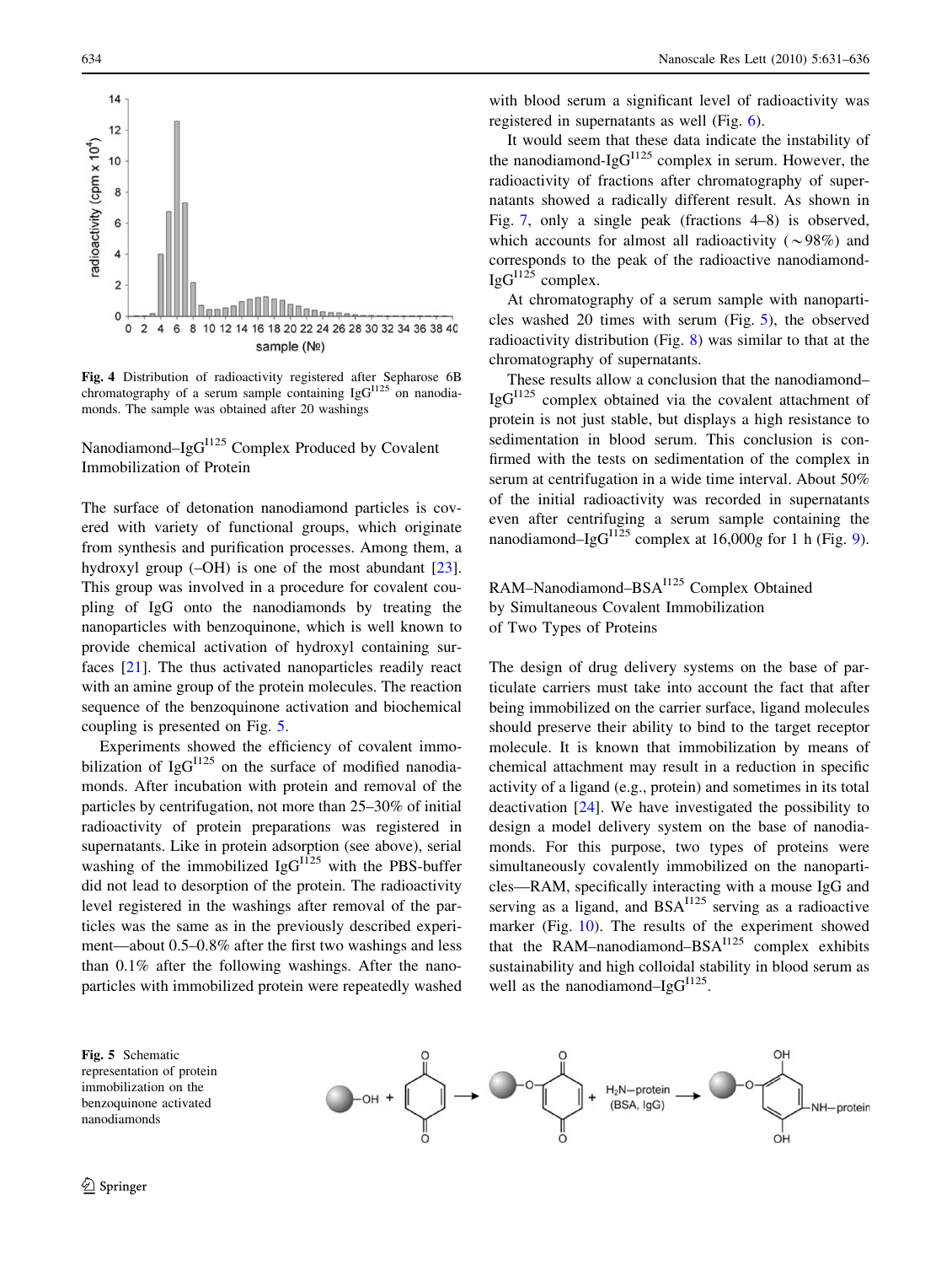Fig. 4 Distribution of radioactivity registered after Sepharose 6B chromatography of a serum sample containing $IgG^{I125}$ on nanodiamonds. The sample was obtained after 20 washings

## Nanodiamond–$IgG^{I125}$ Complex Produced by Covalent Immobilization of Protein

The surface of detonation nanodiamond particles is covered with variety of functional groups, which originate from synthesis and purification processes. Among them, a hydroxyl group (–OH) is one of the most abundant [23]. This group was involved in a procedure for covalent coupling of IgG onto the nanodiamonds by treating the nanoparticles with benzoquinone, which is well known to provide chemical activation of hydroxyl containing surfaces [21]. The thus activated nanoparticles readily react with an amine group of the protein molecules. The reaction sequence of the benzoquinone activation and biochemical coupling is presented on Fig. 5.

Experiments showed the efficiency of covalent immobilization of $IgG^{I125}$ on the surface of modified nanodiamonds. After incubation with protein and removal of the particles by centrifugation, not more than 25–30% of initial radioactivity of protein preparations was registered in supernatants. Like in protein adsorption (see above), serial washing of the immobilized $IgG^{I125}$ with the PBS-buffer did not lead to desorption of the protein. The radioactivity level registered in the washings after removal of the particles was the same as in the previously described experiment—about 0.5–0.8% after the first two washings and less than 0.1% after the following washings. After the nanoparticles with immobilized protein were repeatedly washed with blood serum a significant level of radioactivity was registered in supernatants as well (Fig. 6).

It would seem that these data indicate the instability of the nanodiamond-$IgG^{I125}$ complex in serum. However, the radioactivity of fractions after chromatography of supernatants showed a radically different result. As shown in Fig. 7, only a single peak (fractions 4–8) is observed, which accounts for almost all radioactivity (~98%) and corresponds to the peak of the radioactive nanodiamond-$IgG^{I125}$ complex.

At chromatography of a serum sample with nanoparticles washed 20 times with serum (Fig. 5), the observed radioactivity distribution (Fig. 8) was similar to that at the chromatography of supernatants.

These results allow a conclusion that the nanodiamond–$IgG^{I125}$ complex obtained via the covalent attachment of protein is not just stable, but displays a high resistance to sedimentation in blood serum. This conclusion is confirmed with the tests on sedimentation of the complex in serum at centrifugation in a wide time interval. About 50% of the initial radioactivity was recorded in supernatants even after centrifuging a serum sample containing the nanodiamond–$IgG^{I125}$ complex at 16,000*g* for 1 h (Fig. 9).

## RAM–Nanodiamond–$BSA^{I125}$ Complex Obtained by Simultaneous Covalent Immobilization of Two Types of Proteins

The design of drug delivery systems on the base of particulate carriers must take into account the fact that after being immobilized on the carrier surface, ligand molecules should preserve their ability to bind to the target receptor molecule. It is known that immobilization by means of chemical attachment may result in a reduction in specific activity of a ligand (e.g., protein) and sometimes in its total deactivation [24]. We have investigated the possibility to design a model delivery system on the base of nanodiamonds. For this purpose, two types of proteins were simultaneously covalently immobilized on the nanoparticles—RAM, specifically interacting with a mouse IgG and serving as a ligand, and $BSA^{I125}$ serving as a radioactive marker (Fig. 10). The results of the experiment showed that the RAM–nanodiamond–$BSA^{I125}$ complex exhibits sustainability and high colloidal stability in blood serum as well as the nanodiamond–$IgG^{I125}$.

Fig. 5 Schematic representation of protein immobilization on the benzoquinone activated nanodiamonds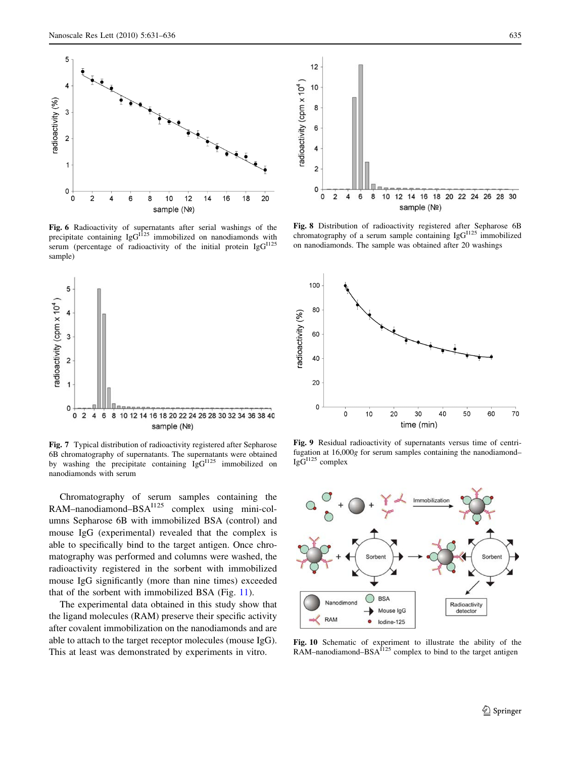Fig. 6 Radioactivity of supernatants after serial washings of the precipitate containing IgG$^{I125}$ immobilized on nanodiamonds with serum (percentage of radioactivity of the initial protein IgG$^{I125}$ sample)

Fig. 7 Typical distribution of radioactivity registered after Sepharose 6B chromatography of supernatants. The supernatants were obtained by washing the precipitate containing IgG$^{I125}$ immobilized on nanodiamonds with serum

Chromatography of serum samples containing the RAM–nanodiamond–BSA$^{I125}$ complex using mini-columns Sepharose 6B with immobilized BSA (control) and mouse IgG (experimental) revealed that the complex is able to specifically bind to the target antigen. Once chromatography was performed and columns were washed, the radioactivity registered in the sorbent with immobilized mouse IgG significantly (more than nine times) exceeded that of the sorbent with immobilized BSA (Fig. 11).

The experimental data obtained in this study show that the ligand molecules (RAM) preserve their specific activity after covalent immobilization on the nanodiamonds and are able to attach to the target receptor molecules (mouse IgG). This at least was demonstrated by experiments in vitro.

Fig. 8 Distribution of radioactivity registered after Sepharose 6B chromatography of a serum sample containing IgG$^{I125}$ immobilized on nanodiamonds. The sample was obtained after 20 washings

Fig. 9 Residual radioactivity of supernatants versus time of centrifugation at 16,000*g* for serum samples containing the nanodiamond–IgG$^{I125}$ complex

Fig. 10 Schematic of experiment to illustrate the ability of the RAM–nanodiamond–BSA$^{I125}$ complex to bind to the target antigen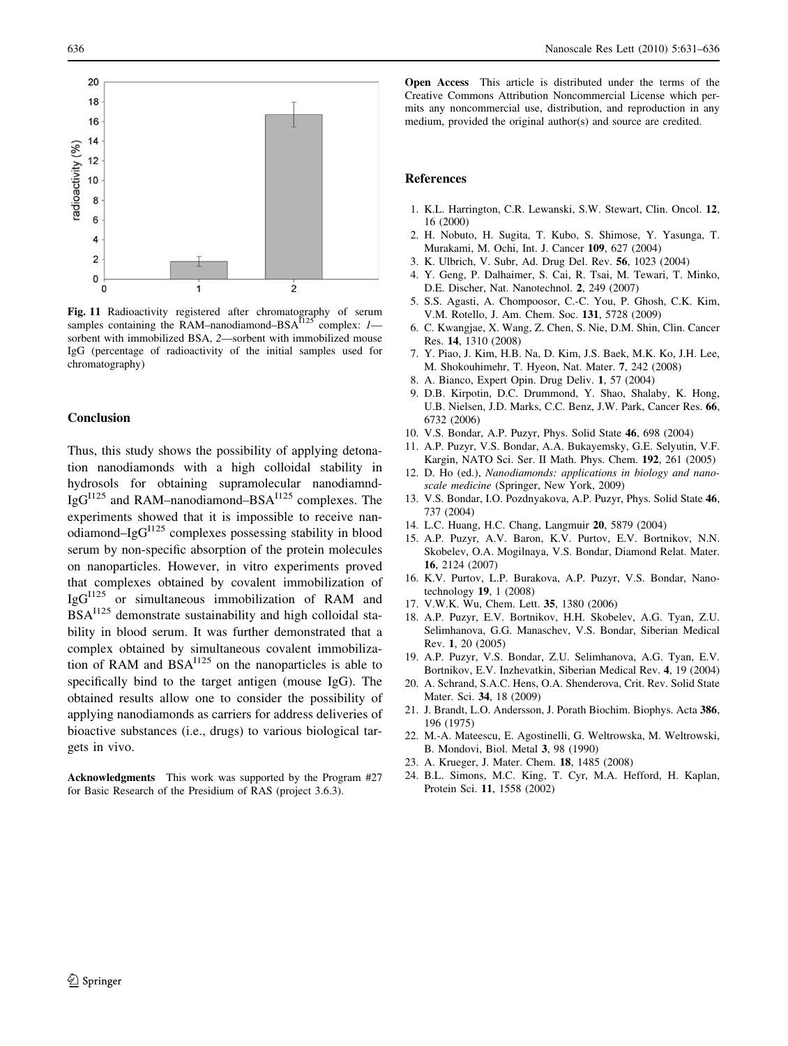20
18
16
14
12
10
8
6
4
2
0

radioactivity (%)

0
1
2

Fig. 11 Radioactivity registered after chromatography of serum samples containing the RAM–nanodiamond–BSA$^{I125}$ complex: *1*—sorbent with immobilized BSA, *2*—sorbent with immobilized mouse IgG (percentage of radioactivity of the initial samples used for chromatography)

## Conclusion

Thus, this study shows the possibility of applying detonation nanodiamonds with a high colloidal stability in hydrosols for obtaining supramolecular nanodiamnd-IgG$^{I125}$ and RAM–nanodiamond–BSA$^{I125}$ complexes. The experiments showed that it is impossible to receive nanodiamond–IgG$^{I125}$ complexes possessing stability in blood serum by non-specific absorption of the protein molecules on nanoparticles. However, in vitro experiments proved that complexes obtained by covalent immobilization of IgG$^{I125}$ or simultaneous immobilization of RAM and BSA$^{I125}$ demonstrate sustainability and high colloidal stability in blood serum. It was further demonstrated that a complex obtained by simultaneous covalent immobilization of RAM and BSA$^{I125}$ on the nanoparticles is able to specifically bind to the target antigen (mouse IgG). The obtained results allow one to consider the possibility of applying nanodiamonds as carriers for address deliveries of bioactive substances (i.e., drugs) to various biological targets in vivo.

**Acknowledgments** This work was supported by the Program #27 for Basic Research of the Presidium of RAS (project 3.6.3).

**Open Access** This article is distributed under the terms of the Creative Commons Attribution Noncommercial License which permits any noncommercial use, distribution, and reproduction in any medium, provided the original author(s) and source are credited.

## References

1. K.L. Harrington, C.R. Lewanski, S.W. Stewart, Clin. Oncol. **12**, 16 (2000)
2. H. Nobuto, H. Sugita, T. Kubo, S. Shimose, Y. Yasunga, T. Murakami, M. Ochi, Int. J. Cancer **109**, 627 (2004)
3. K. Ulbrich, V. Subr, Ad. Drug Del. Rev. **56**, 1023 (2004)
4. Y. Geng, P. Dalhaimer, S. Cai, R. Tsai, M. Tewari, T. Minko, D.E. Discher, Nat. Nanotechnol. **2**, 249 (2007)
5. S.S. Agasti, A. Chompoosor, C.-C. You, P. Ghosh, C.K. Kim, V.M. Rotello, J. Am. Chem. Soc. **131**, 5728 (2009)
6. C. Kwangjae, X. Wang, Z. Chen, S. Nie, D.M. Shin, Clin. Cancer Res. **14**, 1310 (2008)
7. Y. Piao, J. Kim, H.B. Na, D. Kim, J.S. Baek, M.K. Ko, J.H. Lee, M. Shokouhimehr, T. Hyeon, Nat. Mater. **7**, 242 (2008)
8. A. Bianco, Expert Opin. Drug Deliv. **1**, 57 (2004)
9. D.B. Kirpotin, D.C. Drummond, Y. Shao, Shalaby, K. Hong, U.B. Nielsen, J.D. Marks, C.C. Benz, J.W. Park, Cancer Res. **66**, 6732 (2006)
10. V.S. Bondar, A.P. Puzyr, Phys. Solid State **46**, 698 (2004)
11. A.P. Puzyr, V.S. Bondar, A.A. Bukayemsky, G.E. Selyutin, V.F. Kargin, NATO Sci. Ser. II Math. Phys. Chem. **192**, 261 (2005)
12. D. Ho (ed.), *Nanodiamonds: applications in biology and nanoscale medicine* (Springer, New York, 2009)
13. V.S. Bondar, I.O. Pozdnyakova, A.P. Puzyr, Phys. Solid State **46**, 737 (2004)
14. L.C. Huang, H.C. Chang, Langmuir **20**, 5879 (2004)
15. A.P. Puzyr, A.V. Baron, K.V. Purtov, E.V. Bortnikov, N.N. Skobelev, O.A. Mogilnaya, V.S. Bondar, Diamond Relat. Mater. **16**, 2124 (2007)
16. K.V. Purtov, L.P. Burakova, A.P. Puzyr, V.S. Bondar, Nanotechnology **19**, 1 (2008)
17. V.W.K. Wu, Chem. Lett. **35**, 1380 (2006)
18. A.P. Puzyr, E.V. Bortnikov, H.H. Skobelev, A.G. Tyan, Z.U. Selimhanova, G.G. Manaschev, V.S. Bondar, Siberian Medical Rev. **1**, 20 (2005)
19. A.P. Puzyr, V.S. Bondar, Z.U. Selimhanova, A.G. Tyan, E.V. Bortnikov, E.V. Inzhevatkin, Siberian Medical Rev. **4**, 19 (2004)
20. A. Schrand, S.A.C. Hens, O.A. Shenderova, Crit. Rev. Solid State Mater. Sci. **34**, 18 (2009)
21. J. Brandt, L.O. Andersson, J. Porath Biochim. Biophys. Acta **386**, 196 (1975)
22. M.-A. Mateescu, E. Agostinelli, G. Weltrowska, M. Weltrowski, B. Mondovi, Biol. Metal **3**, 98 (1990)
23. A. Krueger, J. Mater. Chem. **18**, 1485 (2008)
24. B.L. Simons, M.C. King, T. Cyr, M.A. Hefford, H. Kaplan, Protein Sci. **11**, 1558 (2002)